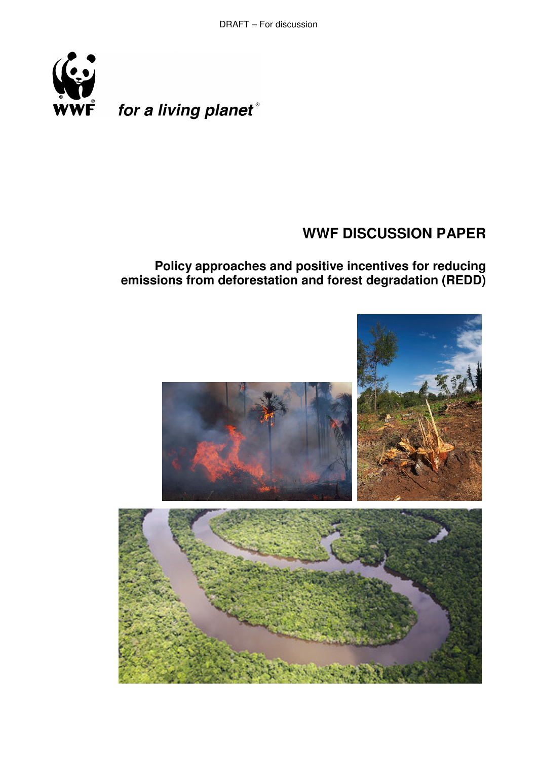DRAFT – For discussion

WWF

*for a living planet*®

# WWF DISCUSSION PAPER

## Policy approaches and positive incentives for reducing emissions from deforestation and forest degradation (REDD)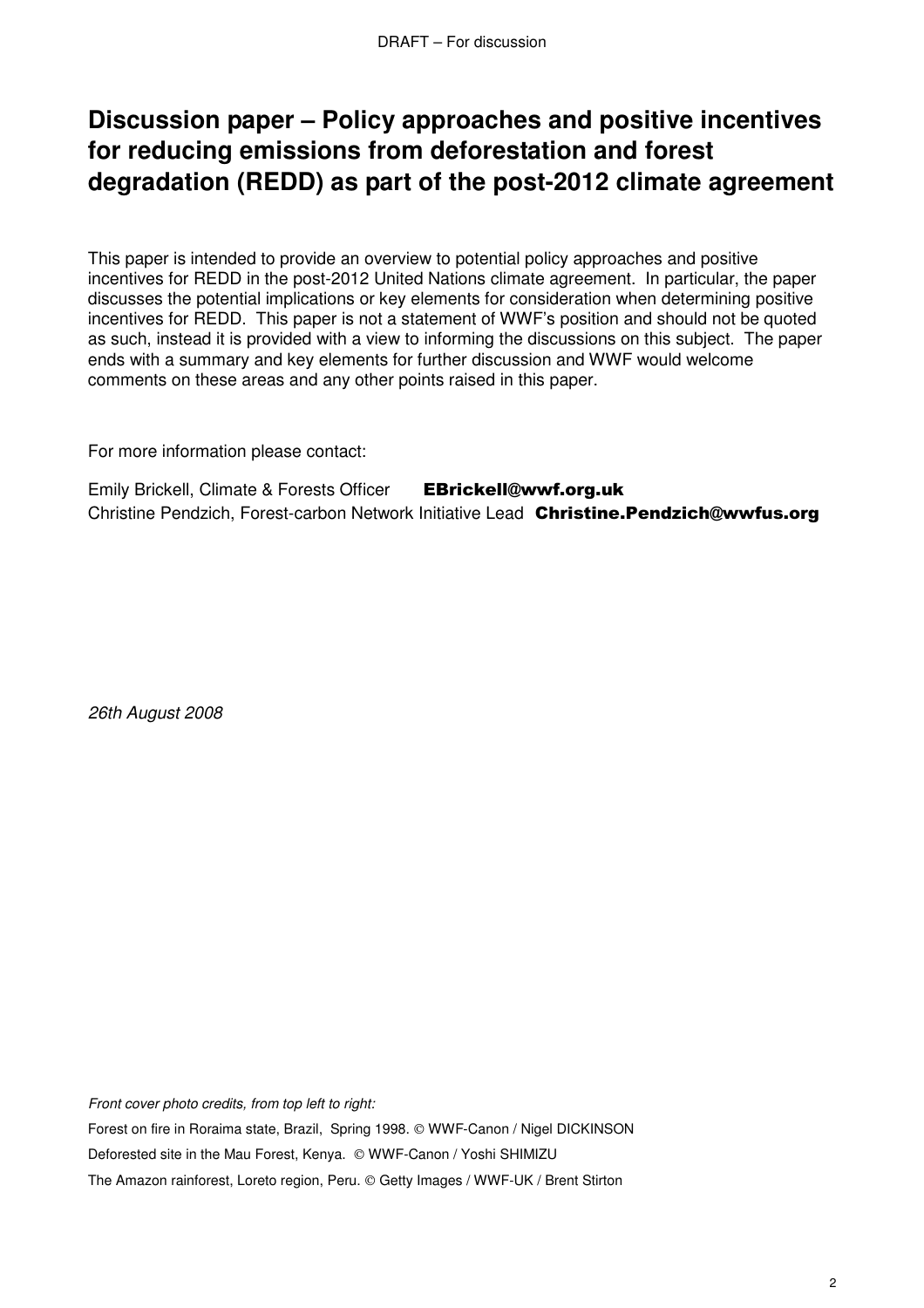# Discussion paper – Policy approaches and positive incentives for reducing emissions from deforestation and forest degradation (REDD) as part of the post-2012 climate agreement

This paper is intended to provide an overview to potential policy approaches and positive incentives for REDD in the post-2012 United Nations climate agreement. In particular, the paper discusses the potential implications or key elements for consideration when determining positive incentives for REDD. This paper is not a statement of WWF's position and should not be quoted as such, instead it is provided with a view to informing the discussions on this subject. The paper ends with a summary and key elements for further discussion and WWF would welcome comments on these areas and any other points raised in this paper.

For more information please contact:

Emily Brickell, Climate & Forests Officer **EBrickell@wwf.org.uk**
Christine Pendzich, Forest-carbon Network Initiative Lead **Christine.Pendzich@wwfus.org**

*26th August 2008*

*Front cover photo credits, from top left to right:*

Forest on fire in Roraima state, Brazil, Spring 1998. © WWF-Canon / Nigel DICKINSON

Deforested site in the Mau Forest, Kenya. © WWF-Canon / Yoshi SHIMIZU

The Amazon rainforest, Loreto region, Peru. © Getty Images / WWF-UK / Brent Stirton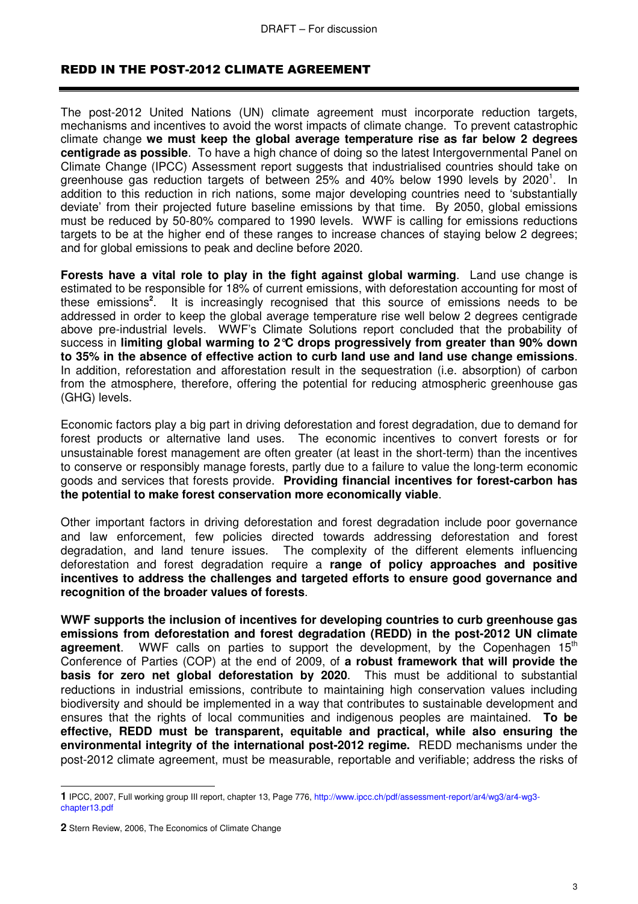## REDD IN THE POST-2012 CLIMATE AGREEMENT

The post-2012 United Nations (UN) climate agreement must incorporate reduction targets, mechanisms and incentives to avoid the worst impacts of climate change. To prevent catastrophic climate change **we must keep the global average temperature rise as far below 2 degrees centigrade as possible**. To have a high chance of doing so the latest Intergovernmental Panel on Climate Change (IPCC) Assessment report suggests that industrialised countries should take on greenhouse gas reduction targets of between 25% and 40% below 1990 levels by 2020[1]. In addition to this reduction in rich nations, some major developing countries need to 'substantially deviate' from their projected future baseline emissions by that time. By 2050, global emissions must be reduced by 50-80% compared to 1990 levels. WWF is calling for emissions reductions targets to be at the higher end of these ranges to increase chances of staying below 2 degrees; and for global emissions to peak and decline before 2020.

**Forests have a vital role to play in the fight against global warming**. Land use change is estimated to be responsible for 18% of current emissions, with deforestation accounting for most of these emissions[2]. It is increasingly recognised that this source of emissions needs to be addressed in order to keep the global average temperature rise well below 2 degrees centigrade above pre-industrial levels. WWF's Climate Solutions report concluded that the probability of success in **limiting global warming to 2°C drops progressively from greater than 90% down to 35% in the absence of effective action to curb land use and land use change emissions**. In addition, reforestation and afforestation result in the sequestration (i.e. absorption) of carbon from the atmosphere, therefore, offering the potential for reducing atmospheric greenhouse gas (GHG) levels.

Economic factors play a big part in driving deforestation and forest degradation, due to demand for forest products or alternative land uses. The economic incentives to convert forests or for unsustainable forest management are often greater (at least in the short-term) than the incentives to conserve or responsibly manage forests, partly due to a failure to value the long-term economic goods and services that forests provide. **Providing financial incentives for forest-carbon has the potential to make forest conservation more economically viable**.

Other important factors in driving deforestation and forest degradation include poor governance and law enforcement, few policies directed towards addressing deforestation and forest degradation, and land tenure issues. The complexity of the different elements influencing deforestation and forest degradation require a **range of policy approaches and positive incentives to address the challenges and targeted efforts to ensure good governance and recognition of the broader values of forests**.

**WWF supports the inclusion of incentives for developing countries to curb greenhouse gas emissions from deforestation and forest degradation (REDD) in the post-2012 UN climate agreement**. WWF calls on parties to support the development, by the Copenhagen 15th Conference of Parties (COP) at the end of 2009, of **a robust framework that will provide the basis for zero net global deforestation by 2020**. This must be additional to substantial reductions in industrial emissions, contribute to maintaining high conservation values including biodiversity and should be implemented in a way that contributes to sustainable development and ensures that the rights of local communities and indigenous peoples are maintained. **To be effective, REDD must be transparent, equitable and practical, while also ensuring the environmental integrity of the international post-2012 regime.** REDD mechanisms under the post-2012 climate agreement, must be measurable, reportable and verifiable; address the risks of

---

**1** IPCC, 2007, Full working group III report, chapter 13, Page 776, http://www.ipcc.ch/pdf/assessment-report/ar4/wg3/ar4-wg3-chapter13.pdf

**2** Stern Review, 2006, The Economics of Climate Change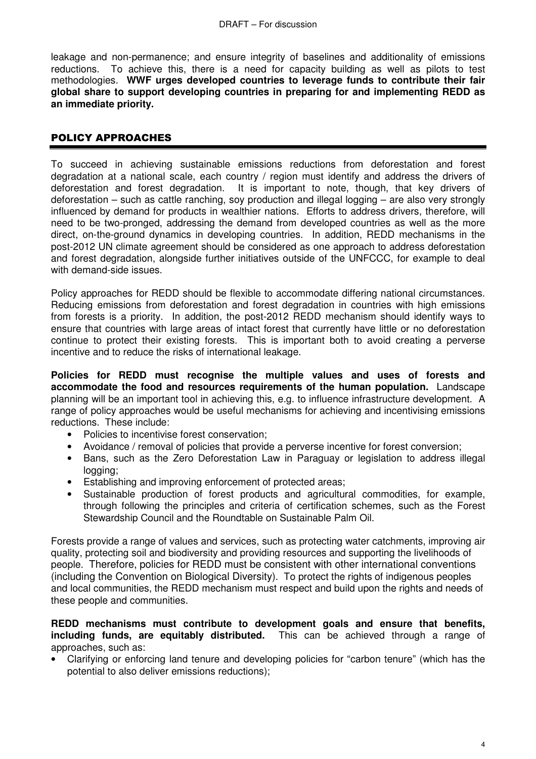leakage and non-permanence; and ensure integrity of baselines and additionality of emissions reductions. To achieve this, there is a need for capacity building as well as pilots to test methodologies. **WWF urges developed countries to leverage funds to contribute their fair global share to support developing countries in preparing for and implementing REDD as an immediate priority.**

## POLICY APPROACHES

To succeed in achieving sustainable emissions reductions from deforestation and forest degradation at a national scale, each country / region must identify and address the drivers of deforestation and forest degradation. It is important to note, though, that key drivers of deforestation – such as cattle ranching, soy production and illegal logging – are also very strongly influenced by demand for products in wealthier nations. Efforts to address drivers, therefore, will need to be two-pronged, addressing the demand from developed countries as well as the more direct, on-the-ground dynamics in developing countries. In addition, REDD mechanisms in the post-2012 UN climate agreement should be considered as one approach to address deforestation and forest degradation, alongside further initiatives outside of the UNFCCC, for example to deal with demand-side issues.

Policy approaches for REDD should be flexible to accommodate differing national circumstances. Reducing emissions from deforestation and forest degradation in countries with high emissions from forests is a priority. In addition, the post-2012 REDD mechanism should identify ways to ensure that countries with large areas of intact forest that currently have little or no deforestation continue to protect their existing forests. This is important both to avoid creating a perverse incentive and to reduce the risks of international leakage.

**Policies for REDD must recognise the multiple values and uses of forests and accommodate the food and resources requirements of the human population.** Landscape planning will be an important tool in achieving this, e.g. to influence infrastructure development. A range of policy approaches would be useful mechanisms for achieving and incentivising emissions reductions. These include:

- Policies to incentivise forest conservation;
- Avoidance / removal of policies that provide a perverse incentive for forest conversion;
- Bans, such as the Zero Deforestation Law in Paraguay or legislation to address illegal logging;
- Establishing and improving enforcement of protected areas;
- Sustainable production of forest products and agricultural commodities, for example, through following the principles and criteria of certification schemes, such as the Forest Stewardship Council and the Roundtable on Sustainable Palm Oil.

Forests provide a range of values and services, such as protecting water catchments, improving air quality, protecting soil and biodiversity and providing resources and supporting the livelihoods of people. Therefore, policies for REDD must be consistent with other international conventions (including the Convention on Biological Diversity). To protect the rights of indigenous peoples and local communities, the REDD mechanism must respect and build upon the rights and needs of these people and communities.

**REDD mechanisms must contribute to development goals and ensure that benefits, including funds, are equitably distributed.** This can be achieved through a range of approaches, such as:

- Clarifying or enforcing land tenure and developing policies for "carbon tenure" (which has the potential to also deliver emissions reductions);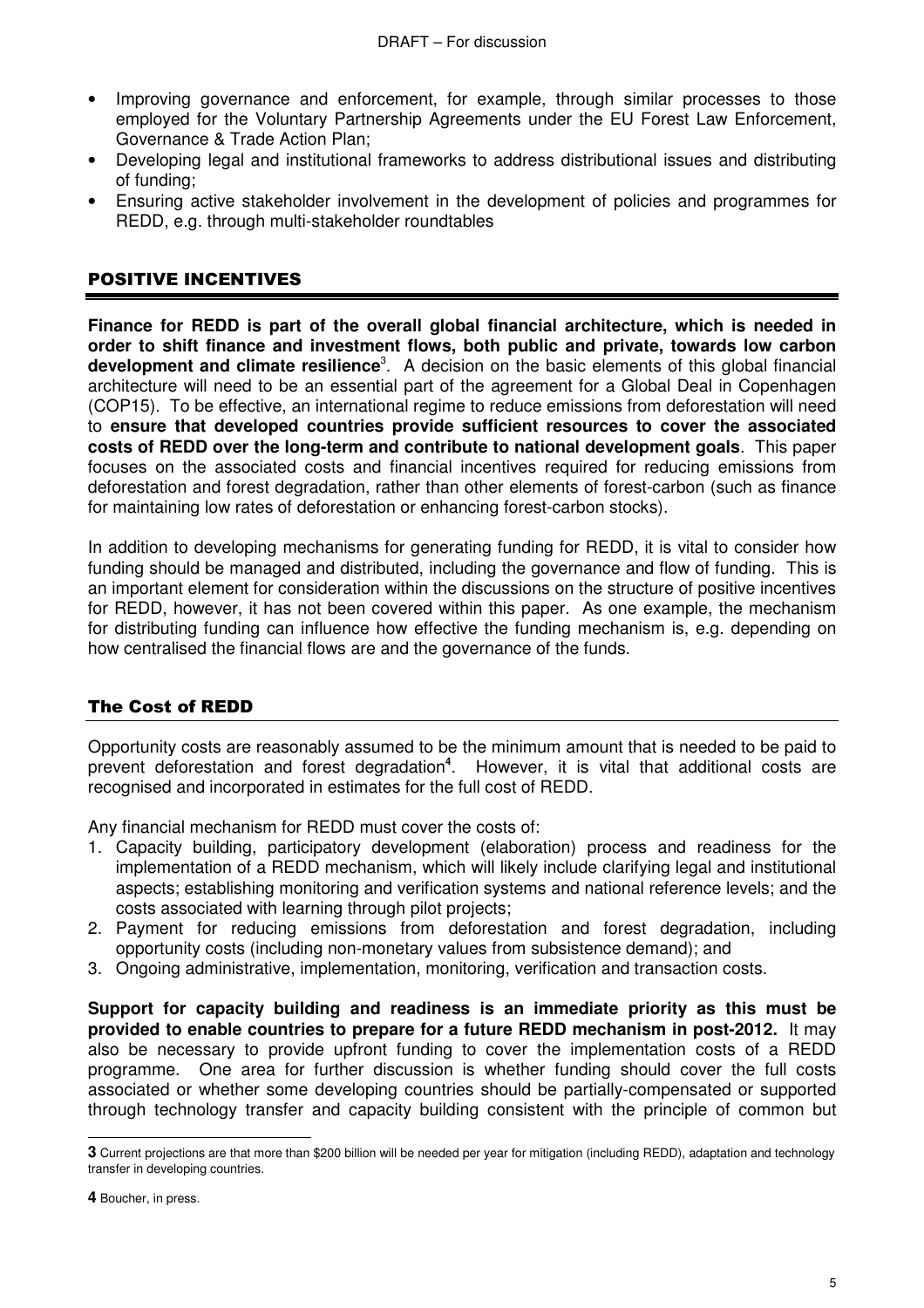- Improving governance and enforcement, for example, through similar processes to those employed for the Voluntary Partnership Agreements under the EU Forest Law Enforcement, Governance & Trade Action Plan;
- Developing legal and institutional frameworks to address distributional issues and distributing of funding;
- Ensuring active stakeholder involvement in the development of policies and programmes for REDD, e.g. through multi-stakeholder roundtables

## POSITIVE INCENTIVES

**Finance for REDD is part of the overall global financial architecture, which is needed in order to shift finance and investment flows, both public and private, towards low carbon development and climate resilience**[3]. A decision on the basic elements of this global financial architecture will need to be an essential part of the agreement for a Global Deal in Copenhagen (COP15). To be effective, an international regime to reduce emissions from deforestation will need to **ensure that developed countries provide sufficient resources to cover the associated costs of REDD over the long-term and contribute to national development goals**. This paper focuses on the associated costs and financial incentives required for reducing emissions from deforestation and forest degradation, rather than other elements of forest-carbon (such as finance for maintaining low rates of deforestation or enhancing forest-carbon stocks).

In addition to developing mechanisms for generating funding for REDD, it is vital to consider how funding should be managed and distributed, including the governance and flow of funding. This is an important element for consideration within the discussions on the structure of positive incentives for REDD, however, it has not been covered within this paper. As one example, the mechanism for distributing funding can influence how effective the funding mechanism is, e.g. depending on how centralised the financial flows are and the governance of the funds.

### The Cost of REDD

Opportunity costs are reasonably assumed to be the minimum amount that is needed to be paid to prevent deforestation and forest degradation[4]. However, it is vital that additional costs are recognised and incorporated in estimates for the full cost of REDD.

Any financial mechanism for REDD must cover the costs of:

1. Capacity building, participatory development (elaboration) process and readiness for the implementation of a REDD mechanism, which will likely include clarifying legal and institutional aspects; establishing monitoring and verification systems and national reference levels; and the costs associated with learning through pilot projects;
2. Payment for reducing emissions from deforestation and forest degradation, including opportunity costs (including non-monetary values from subsistence demand); and
3. Ongoing administrative, implementation, monitoring, verification and transaction costs.

**Support for capacity building and readiness is an immediate priority as this must be provided to enable countries to prepare for a future REDD mechanism in post-2012.** It may also be necessary to provide upfront funding to cover the implementation costs of a REDD programme. One area for further discussion is whether funding should cover the full costs associated or whether some developing countries should be partially-compensated or supported through technology transfer and capacity building consistent with the principle of common but

---

**3** Current projections are that more than $200 billion will be needed per year for mitigation (including REDD), adaptation and technology transfer in developing countries.

**4** Boucher, in press.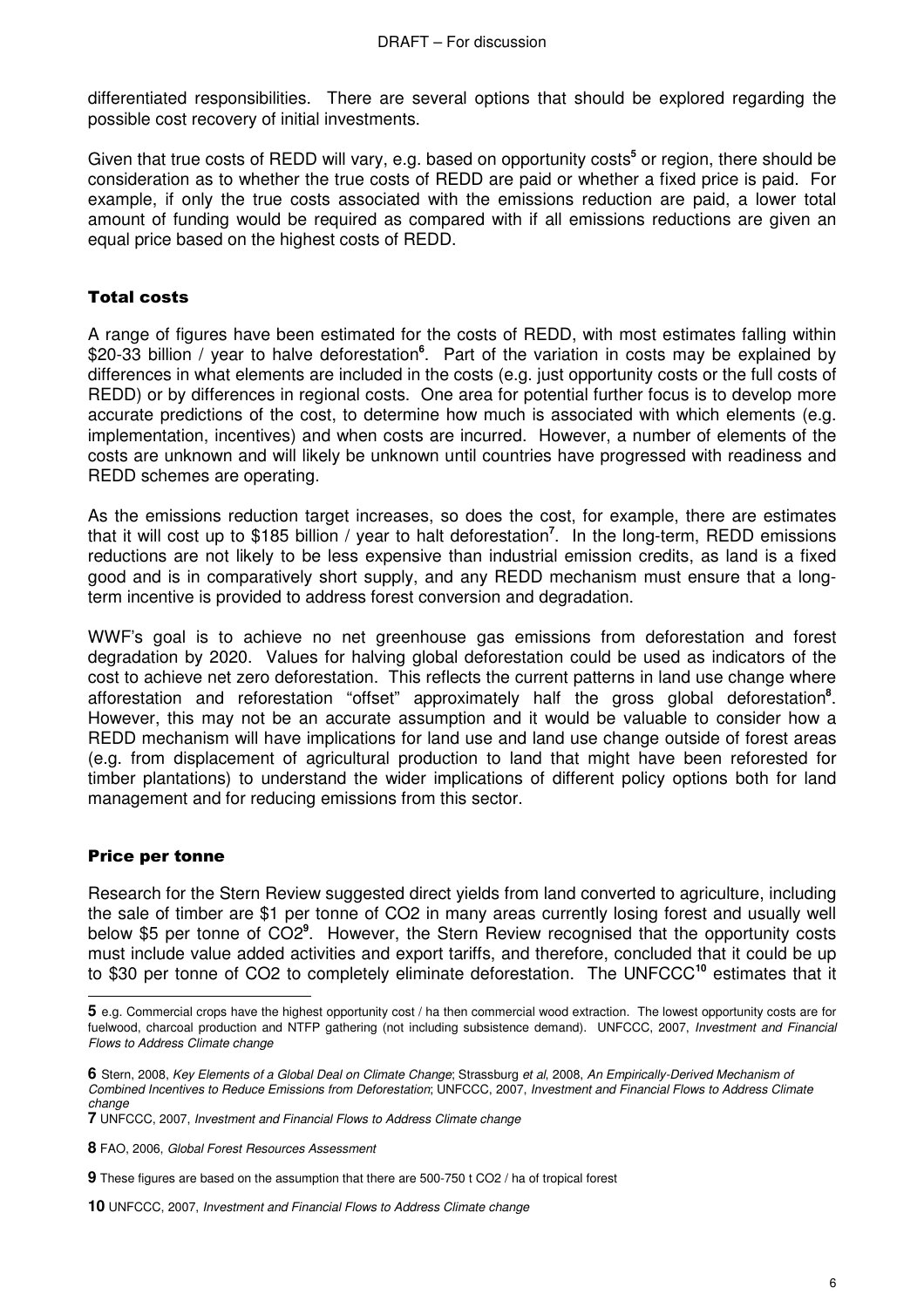differentiated responsibilities. There are several options that should be explored regarding the possible cost recovery of initial investments.

Given that true costs of REDD will vary, e.g. based on opportunity costs[5] or region, there should be consideration as to whether the true costs of REDD are paid or whether a fixed price is paid. For example, if only the true costs associated with the emissions reduction are paid, a lower total amount of funding would be required as compared with if all emissions reductions are given an equal price based on the highest costs of REDD.

## Total costs

A range of figures have been estimated for the costs of REDD, with most estimates falling within \$20-33 billion / year to halve deforestation[6]. Part of the variation in costs may be explained by differences in what elements are included in the costs (e.g. just opportunity costs or the full costs of REDD) or by differences in regional costs. One area for potential further focus is to develop more accurate predictions of the cost, to determine how much is associated with which elements (e.g. implementation, incentives) and when costs are incurred. However, a number of elements of the costs are unknown and will likely be unknown until countries have progressed with readiness and REDD schemes are operating.

As the emissions reduction target increases, so does the cost, for example, there are estimates that it will cost up to \$185 billion / year to halt deforestation[7]. In the long-term, REDD emissions reductions are not likely to be less expensive than industrial emission credits, as land is a fixed good and is in comparatively short supply, and any REDD mechanism must ensure that a long-term incentive is provided to address forest conversion and degradation.

WWF's goal is to achieve no net greenhouse gas emissions from deforestation and forest degradation by 2020. Values for halving global deforestation could be used as indicators of the cost to achieve net zero deforestation. This reflects the current patterns in land use change where afforestation and reforestation "offset" approximately half the gross global deforestation[8]. However, this may not be an accurate assumption and it would be valuable to consider how a REDD mechanism will have implications for land use and land use change outside of forest areas (e.g. from displacement of agricultural production to land that might have been reforested for timber plantations) to understand the wider implications of different policy options both for land management and for reducing emissions from this sector.

## Price per tonne

Research for the Stern Review suggested direct yields from land converted to agriculture, including the sale of timber are \$1 per tonne of $CO_2$ in many areas currently losing forest and usually well below \$5 per tonne of $CO_2$[9]. However, the Stern Review recognised that the opportunity costs must include value added activities and export tariffs, and therefore, concluded that it could be up to \$30 per tonne of $CO_2$ to completely eliminate deforestation. The UNFCCC[10] estimates that it

---

**5** e.g. Commercial crops have the highest opportunity cost / ha then commercial wood extraction. The lowest opportunity costs are for fuelwood, charcoal production and NTFP gathering (not including subsistence demand). UNFCCC, 2007, *Investment and Financial Flows to Address Climate change*

**6** Stern, 2008, *Key Elements of a Global Deal on Climate Change*; Strassburg *et al*, 2008, *An Empirically-Derived Mechanism of Combined Incentives to Reduce Emissions from Deforestation*; UNFCCC, 2007, *Investment and Financial Flows to Address Climate change*

**7** UNFCCC, 2007, *Investment and Financial Flows to Address Climate change*

**8** FAO, 2006, *Global Forest Resources Assessment*

**9** These figures are based on the assumption that there are 500-750 t $CO_2$ / ha of tropical forest

**10** UNFCCC, 2007, *Investment and Financial Flows to Address Climate change*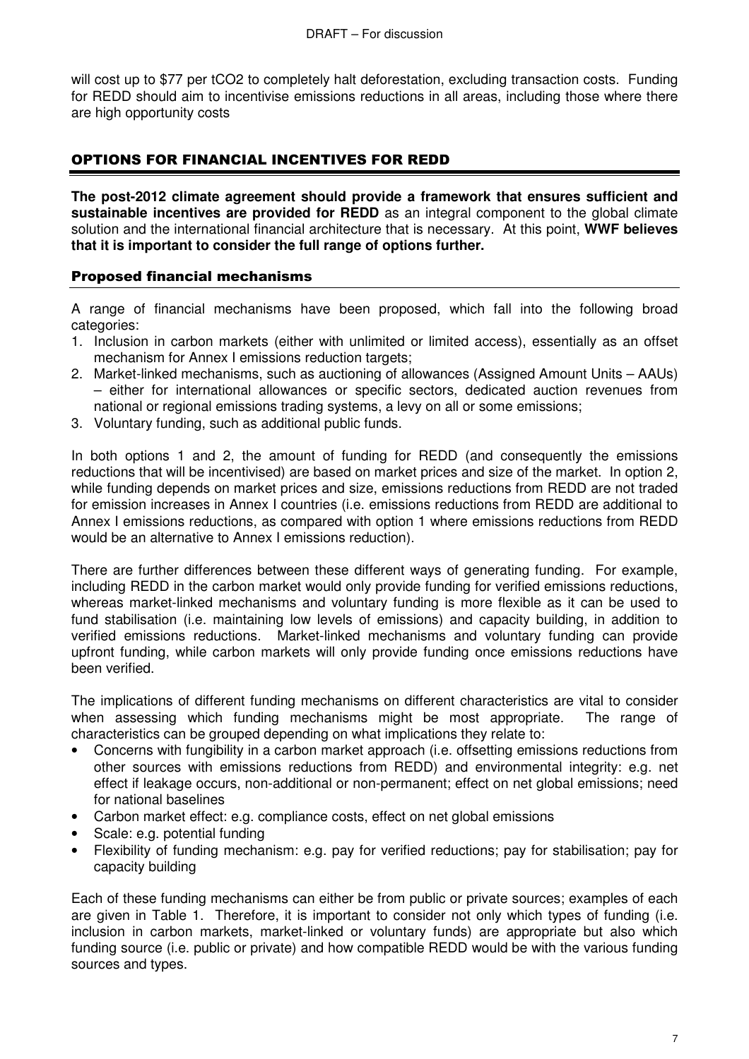will cost up to \$77 per $tCO_2$ to completely halt deforestation, excluding transaction costs. Funding for REDD should aim to incentivise emissions reductions in all areas, including those where there are high opportunity costs

## OPTIONS FOR FINANCIAL INCENTIVES FOR REDD

**The post-2012 climate agreement should provide a framework that ensures sufficient and sustainable incentives are provided for REDD** as an integral component to the global climate solution and the international financial architecture that is necessary. At this point, **WWF believes that it is important to consider the full range of options further.**

### Proposed financial mechanisms

A range of financial mechanisms have been proposed, which fall into the following broad categories:

1. Inclusion in carbon markets (either with unlimited or limited access), essentially as an offset mechanism for Annex I emissions reduction targets;
2. Market-linked mechanisms, such as auctioning of allowances (Assigned Amount Units – AAUs) – either for international allowances or specific sectors, dedicated auction revenues from national or regional emissions trading systems, a levy on all or some emissions;
3. Voluntary funding, such as additional public funds.

In both options 1 and 2, the amount of funding for REDD (and consequently the emissions reductions that will be incentivised) are based on market prices and size of the market. In option 2, while funding depends on market prices and size, emissions reductions from REDD are not traded for emission increases in Annex I countries (i.e. emissions reductions from REDD are additional to Annex I emissions reductions, as compared with option 1 where emissions reductions from REDD would be an alternative to Annex I emissions reduction).

There are further differences between these different ways of generating funding. For example, including REDD in the carbon market would only provide funding for verified emissions reductions, whereas market-linked mechanisms and voluntary funding is more flexible as it can be used to fund stabilisation (i.e. maintaining low levels of emissions) and capacity building, in addition to verified emissions reductions. Market-linked mechanisms and voluntary funding can provide upfront funding, while carbon markets will only provide funding once emissions reductions have been verified.

The implications of different funding mechanisms on different characteristics are vital to consider when assessing which funding mechanisms might be most appropriate. The range of characteristics can be grouped depending on what implications they relate to:

- Concerns with fungibility in a carbon market approach (i.e. offsetting emissions reductions from other sources with emissions reductions from REDD) and environmental integrity: e.g. net effect if leakage occurs, non-additional or non-permanent; effect on net global emissions; need for national baselines
- Carbon market effect: e.g. compliance costs, effect on net global emissions
- Scale: e.g. potential funding
- Flexibility of funding mechanism: e.g. pay for verified reductions; pay for stabilisation; pay for capacity building

Each of these funding mechanisms can either be from public or private sources; examples of each are given in Table 1. Therefore, it is important to consider not only which types of funding (i.e. inclusion in carbon markets, market-linked or voluntary funds) are appropriate but also which funding source (i.e. public or private) and how compatible REDD would be with the various funding sources and types.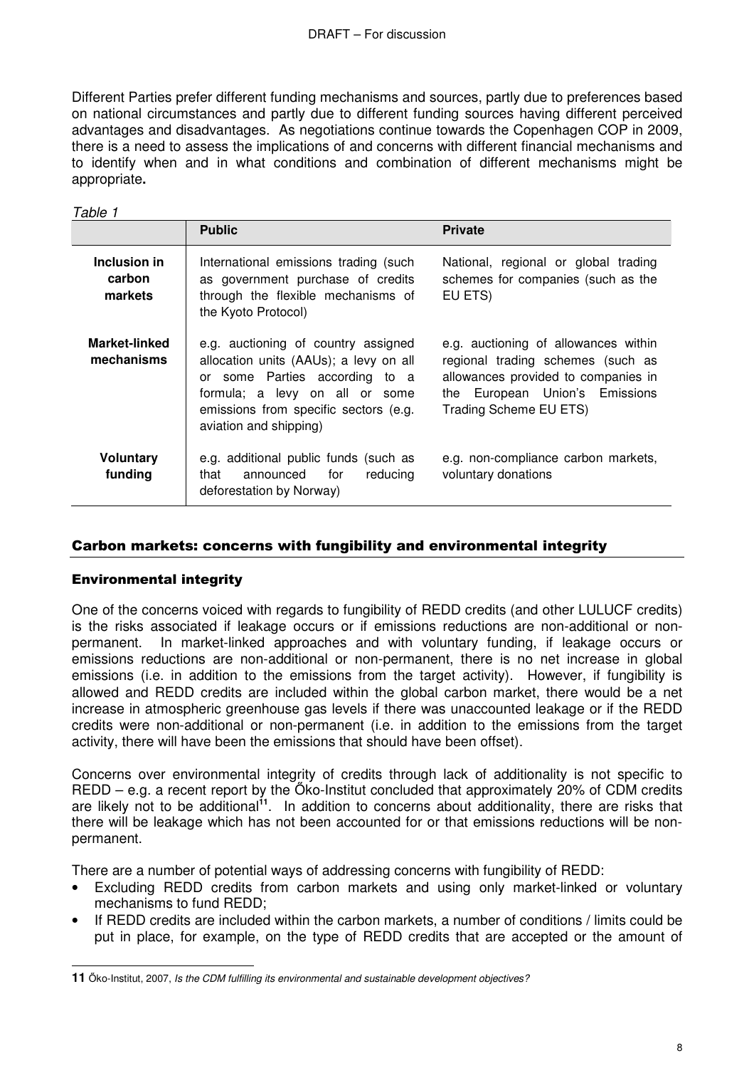Different Parties prefer different funding mechanisms and sources, partly due to preferences based on national circumstances and partly due to different funding sources having different perceived advantages and disadvantages. As negotiations continue towards the Copenhagen COP in 2009, there is a need to assess the implications of and concerns with different financial mechanisms and to identify when and in what conditions and combination of different mechanisms might be appropriate**.**

*Table 1*

| | **Public** | **Private** |
|---|---|---|
| **Inclusion in carbon markets** | International emissions trading (such as government purchase of credits through the flexible mechanisms of the Kyoto Protocol) | National, regional or global trading schemes for companies (such as the EU ETS) |
| **Market-linked mechanisms** | e.g. auctioning of country assigned allocation units (AAUs); a levy on all or some Parties according to a formula; a levy on all or some emissions from specific sectors (e.g. aviation and shipping) | e.g. auctioning of allowances within regional trading schemes (such as allowances provided to companies in the European Union's Emissions Trading Scheme EU ETS) |
| **Voluntary funding** | e.g. additional public funds (such as that announced for reducing deforestation by Norway) | e.g. non-compliance carbon markets, voluntary donations |

## Carbon markets: concerns with fungibility and environmental integrity

### Environmental integrity

One of the concerns voiced with regards to fungibility of REDD credits (and other LULUCF credits) is the risks associated if leakage occurs or if emissions reductions are non-additional or non-permanent. In market-linked approaches and with voluntary funding, if leakage occurs or emissions reductions are non-additional or non-permanent, there is no net increase in global emissions (i.e. in addition to the emissions from the target activity). However, if fungibility is allowed and REDD credits are included within the global carbon market, there would be a net increase in atmospheric greenhouse gas levels if there was unaccounted leakage or if the REDD credits were non-additional or non-permanent (i.e. in addition to the emissions from the target activity, there will have been the emissions that should have been offset).

Concerns over environmental integrity of credits through lack of additionality is not specific to REDD – e.g. a recent report by the Őko-Institut concluded that approximately 20% of CDM credits are likely not to be additional[11]. In addition to concerns about additionality, there are risks that there will be leakage which has not been accounted for or that emissions reductions will be non-permanent.

There are a number of potential ways of addressing concerns with fungibility of REDD:

- Excluding REDD credits from carbon markets and using only market-linked or voluntary mechanisms to fund REDD;
- If REDD credits are included within the carbon markets, a number of conditions / limits could be put in place, for example, on the type of REDD credits that are accepted or the amount of

**11** Őko-Institut, 2007, *Is the CDM fulfilling its environmental and sustainable development objectives?*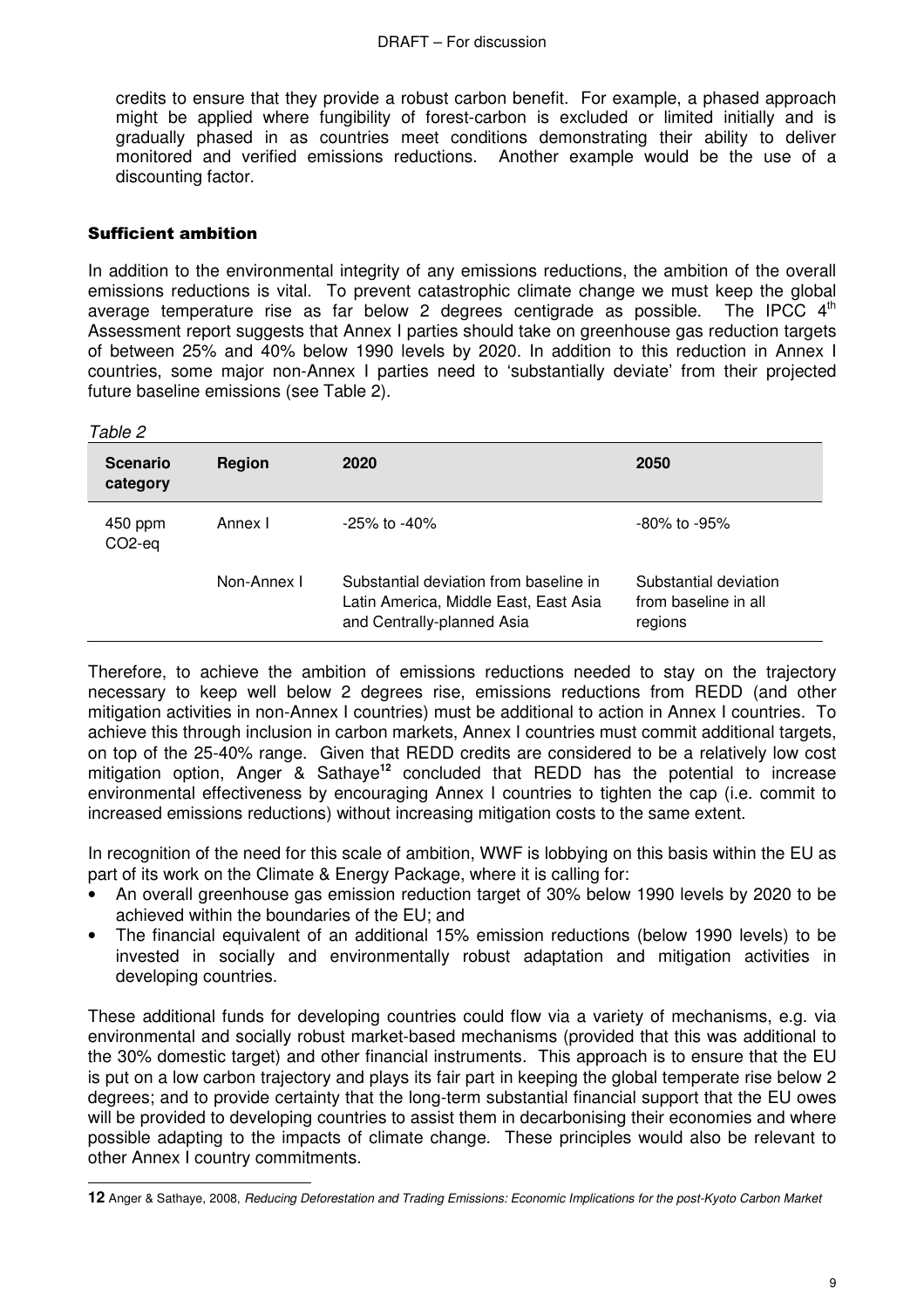credits to ensure that they provide a robust carbon benefit. For example, a phased approach might be applied where fungibility of forest-carbon is excluded or limited initially and is gradually phased in as countries meet conditions demonstrating their ability to deliver monitored and verified emissions reductions. Another example would be the use of a discounting factor.

### Sufficient ambition

In addition to the environmental integrity of any emissions reductions, the ambition of the overall emissions reductions is vital. To prevent catastrophic climate change we must keep the global average temperature rise as far below 2 degrees centigrade as possible. The IPCC 4th Assessment report suggests that Annex I parties should take on greenhouse gas reduction targets of between 25% and 40% below 1990 levels by 2020. In addition to this reduction in Annex I countries, some major non-Annex I parties need to 'substantially deviate' from their projected future baseline emissions (see Table 2).

*Table 2*

| Scenario category | Region | 2020 | 2050 |
|---|---|---|---|
| 450 ppm $CO_2$-eq | Annex I | -25% to -40% | -80% to -95% |
| | Non-Annex I | Substantial deviation from baseline in Latin America, Middle East, East Asia and Centrally-planned Asia | Substantial deviation from baseline in all regions |

Therefore, to achieve the ambition of emissions reductions needed to stay on the trajectory necessary to keep well below 2 degrees rise, emissions reductions from REDD (and other mitigation activities in non-Annex I countries) must be additional to action in Annex I countries. To achieve this through inclusion in carbon markets, Annex I countries must commit additional targets, on top of the 25-40% range. Given that REDD credits are considered to be a relatively low cost mitigation option, Anger & Sathaye[12] concluded that REDD has the potential to increase environmental effectiveness by encouraging Annex I countries to tighten the cap (i.e. commit to increased emissions reductions) without increasing mitigation costs to the same extent.

In recognition of the need for this scale of ambition, WWF is lobbying on this basis within the EU as part of its work on the Climate & Energy Package, where it is calling for:

- An overall greenhouse gas emission reduction target of 30% below 1990 levels by 2020 to be achieved within the boundaries of the EU; and
- The financial equivalent of an additional 15% emission reductions (below 1990 levels) to be invested in socially and environmentally robust adaptation and mitigation activities in developing countries.

These additional funds for developing countries could flow via a variety of mechanisms, e.g. via environmental and socially robust market-based mechanisms (provided that this was additional to the 30% domestic target) and other financial instruments. This approach is to ensure that the EU is put on a low carbon trajectory and plays its fair part in keeping the global temperate rise below 2 degrees; and to provide certainty that the long-term substantial financial support that the EU owes will be provided to developing countries to assist them in decarbonising their economies and where possible adapting to the impacts of climate change. These principles would also be relevant to other Annex I country commitments.

---

**12** Anger & Sathaye, 2008, *Reducing Deforestation and Trading Emissions: Economic Implications for the post-Kyoto Carbon Market*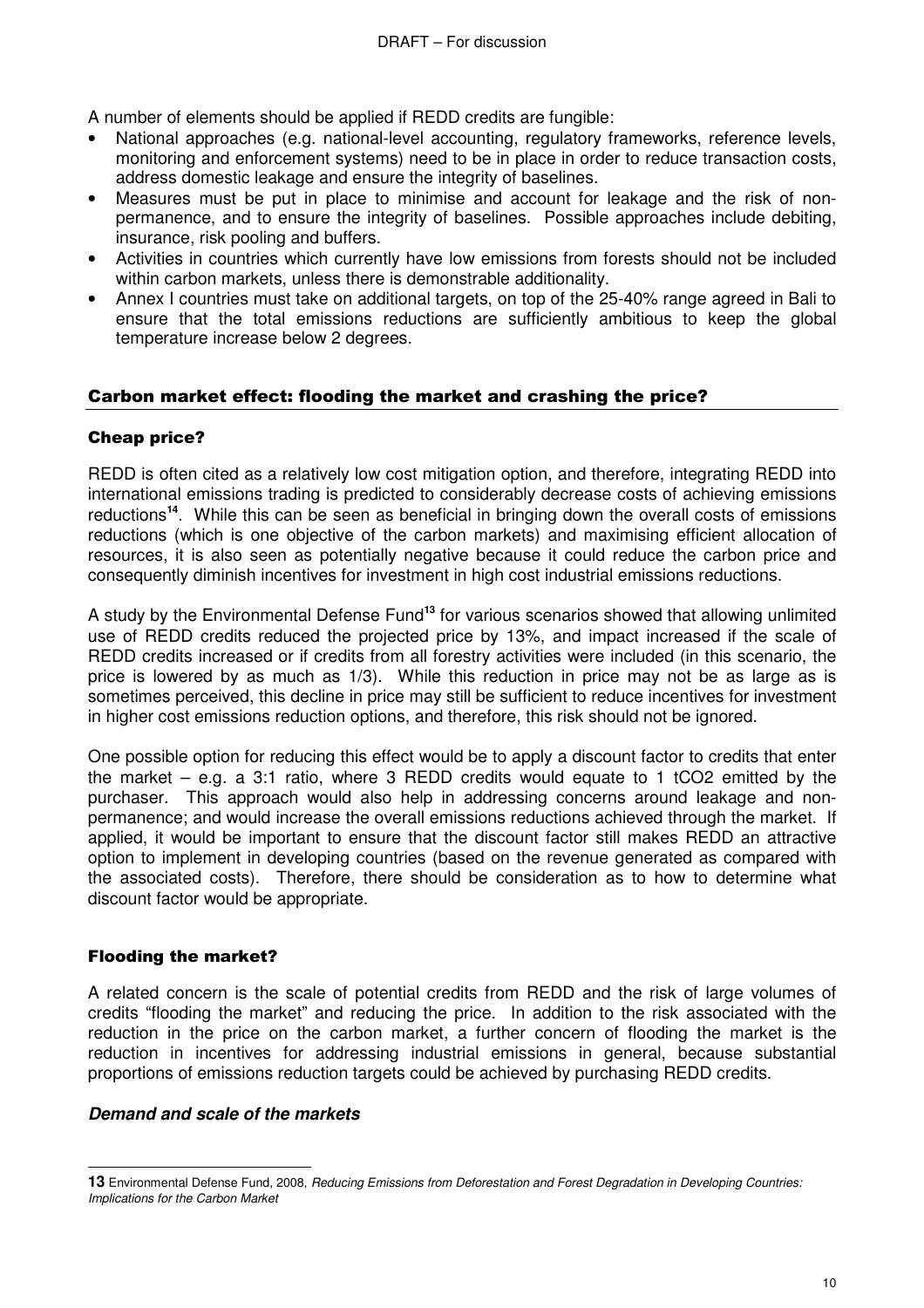A number of elements should be applied if REDD credits are fungible:

- National approaches (e.g. national-level accounting, regulatory frameworks, reference levels, monitoring and enforcement systems) need to be in place in order to reduce transaction costs, address domestic leakage and ensure the integrity of baselines.
- Measures must be put in place to minimise and account for leakage and the risk of non-permanence, and to ensure the integrity of baselines. Possible approaches include debiting, insurance, risk pooling and buffers.
- Activities in countries which currently have low emissions from forests should not be included within carbon markets, unless there is demonstrable additionality.
- Annex I countries must take on additional targets, on top of the 25-40% range agreed in Bali to ensure that the total emissions reductions are sufficiently ambitious to keep the global temperature increase below 2 degrees.

## Carbon market effect: flooding the market and crashing the price?

### Cheap price?

REDD is often cited as a relatively low cost mitigation option, and therefore, integrating REDD into international emissions trading is predicted to considerably decrease costs of achieving emissions reductions[14]. While this can be seen as beneficial in bringing down the overall costs of emissions reductions (which is one objective of the carbon markets) and maximising efficient allocation of resources, it is also seen as potentially negative because it could reduce the carbon price and consequently diminish incentives for investment in high cost industrial emissions reductions.

A study by the Environmental Defense Fund[13] for various scenarios showed that allowing unlimited use of REDD credits reduced the projected price by 13%, and impact increased if the scale of REDD credits increased or if credits from all forestry activities were included (in this scenario, the price is lowered by as much as 1/3). While this reduction in price may not be as large as is sometimes perceived, this decline in price may still be sufficient to reduce incentives for investment in higher cost emissions reduction options, and therefore, this risk should not be ignored.

One possible option for reducing this effect would be to apply a discount factor to credits that enter the market – e.g. a 3:1 ratio, where 3 REDD credits would equate to 1 $tCO_2$ emitted by the purchaser. This approach would also help in addressing concerns around leakage and non-permanence; and would increase the overall emissions reductions achieved through the market. If applied, it would be important to ensure that the discount factor still makes REDD an attractive option to implement in developing countries (based on the revenue generated as compared with the associated costs). Therefore, there should be consideration as to how to determine what discount factor would be appropriate.

### Flooding the market?

A related concern is the scale of potential credits from REDD and the risk of large volumes of credits "flooding the market" and reducing the price. In addition to the risk associated with the reduction in the price on the carbon market, a further concern of flooding the market is the reduction in incentives for addressing industrial emissions in general, because substantial proportions of emissions reduction targets could be achieved by purchasing REDD credits.

#### *Demand and scale of the markets*

---

**13** Environmental Defense Fund, 2008, *Reducing Emissions from Deforestation and Forest Degradation in Developing Countries: Implications for the Carbon Market*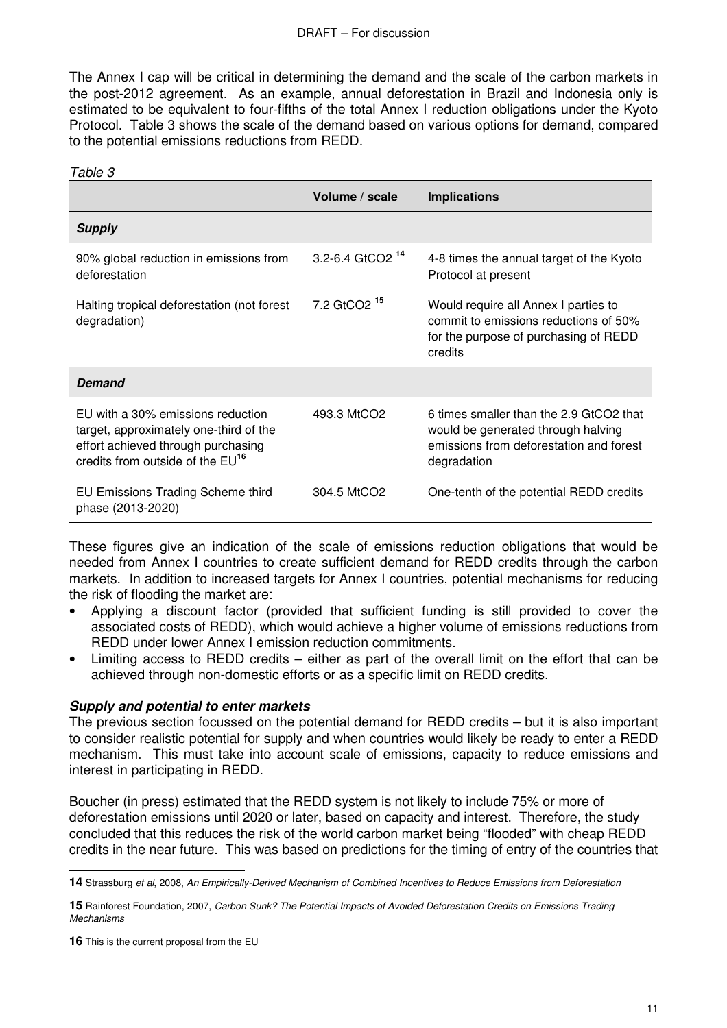The Annex I cap will be critical in determining the demand and the scale of the carbon markets in the post-2012 agreement. As an example, annual deforestation in Brazil and Indonesia only is estimated to be equivalent to four-fifths of the total Annex I reduction obligations under the Kyoto Protocol. Table 3 shows the scale of the demand based on various options for demand, compared to the potential emissions reductions from REDD.

*Table 3*

| | Volume / scale | Implications |
|---|---|---|
| ***Supply*** | | |
| 90% global reduction in emissions from deforestation | 3.2-6.4 $GtCO_2$ [14] | 4-8 times the annual target of the Kyoto Protocol at present |
| Halting tropical deforestation (not forest degradation) | 7.2 $GtCO_2$ [15] | Would require all Annex I parties to commit to emissions reductions of 50% for the purpose of purchasing of REDD credits |
| ***Demand*** | | |
| EU with a 30% emissions reduction target, approximately one-third of the effort achieved through purchasing credits from outside of the EU[16] | 493.3 $MtCO_2$ | 6 times smaller than the 2.9 $GtCO_2$ that would be generated through halving emissions from deforestation and forest degradation |
| EU Emissions Trading Scheme third phase (2013-2020) | 304.5 $MtCO_2$ | One-tenth of the potential REDD credits |

These figures give an indication of the scale of emissions reduction obligations that would be needed from Annex I countries to create sufficient demand for REDD credits through the carbon markets. In addition to increased targets for Annex I countries, potential mechanisms for reducing the risk of flooding the market are:

- Applying a discount factor (provided that sufficient funding is still provided to cover the associated costs of REDD), which would achieve a higher volume of emissions reductions from REDD under lower Annex I emission reduction commitments.
- Limiting access to REDD credits – either as part of the overall limit on the effort that can be achieved through non-domestic efforts or as a specific limit on REDD credits.

***Supply and potential to enter markets***

The previous section focussed on the potential demand for REDD credits – but it is also important to consider realistic potential for supply and when countries would likely be ready to enter a REDD mechanism. This must take into account scale of emissions, capacity to reduce emissions and interest in participating in REDD.

Boucher (in press) estimated that the REDD system is not likely to include 75% or more of deforestation emissions until 2020 or later, based on capacity and interest. Therefore, the study concluded that this reduces the risk of the world carbon market being "flooded" with cheap REDD credits in the near future. This was based on predictions for the timing of entry of the countries that

---

**14** Strassburg *et al*, 2008, *An Empirically-Derived Mechanism of Combined Incentives to Reduce Emissions from Deforestation*

**15** Rainforest Foundation, 2007, *Carbon Sunk? The Potential Impacts of Avoided Deforestation Credits on Emissions Trading Mechanisms*

**16** This is the current proposal from the EU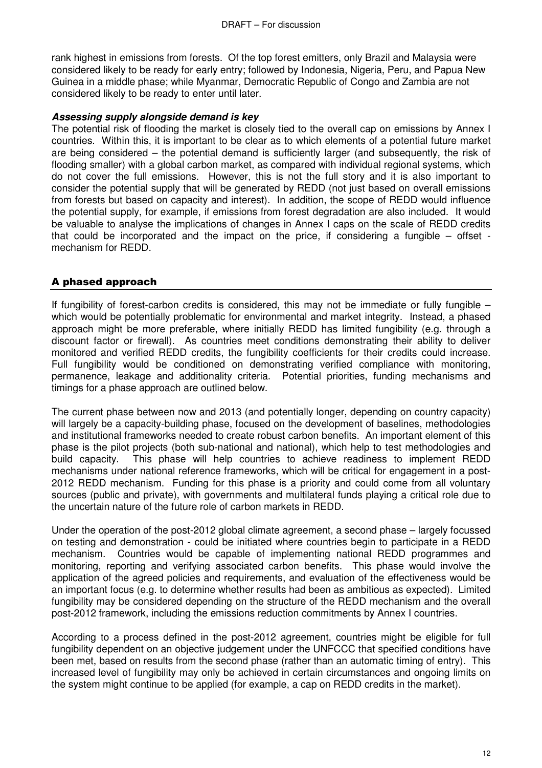rank highest in emissions from forests. Of the top forest emitters, only Brazil and Malaysia were considered likely to be ready for early entry; followed by Indonesia, Nigeria, Peru, and Papua New Guinea in a middle phase; while Myanmar, Democratic Republic of Congo and Zambia are not considered likely to be ready to enter until later.

***Assessing supply alongside demand is key***

The potential risk of flooding the market is closely tied to the overall cap on emissions by Annex I countries. Within this, it is important to be clear as to which elements of a potential future market are being considered – the potential demand is sufficiently larger (and subsequently, the risk of flooding smaller) with a global carbon market, as compared with individual regional systems, which do not cover the full emissions. However, this is not the full story and it is also important to consider the potential supply that will be generated by REDD (not just based on overall emissions from forests but based on capacity and interest). In addition, the scope of REDD would influence the potential supply, for example, if emissions from forest degradation are also included. It would be valuable to analyse the implications of changes in Annex I caps on the scale of REDD credits that could be incorporated and the impact on the price, if considering a fungible – offset - mechanism for REDD.

## A phased approach

If fungibility of forest-carbon credits is considered, this may not be immediate or fully fungible – which would be potentially problematic for environmental and market integrity. Instead, a phased approach might be more preferable, where initially REDD has limited fungibility (e.g. through a discount factor or firewall). As countries meet conditions demonstrating their ability to deliver monitored and verified REDD credits, the fungibility coefficients for their credits could increase. Full fungibility would be conditioned on demonstrating verified compliance with monitoring, permanence, leakage and additionality criteria. Potential priorities, funding mechanisms and timings for a phase approach are outlined below.

The current phase between now and 2013 (and potentially longer, depending on country capacity) will largely be a capacity-building phase, focused on the development of baselines, methodologies and institutional frameworks needed to create robust carbon benefits. An important element of this phase is the pilot projects (both sub-national and national), which help to test methodologies and build capacity. This phase will help countries to achieve readiness to implement REDD mechanisms under national reference frameworks, which will be critical for engagement in a post-2012 REDD mechanism. Funding for this phase is a priority and could come from all voluntary sources (public and private), with governments and multilateral funds playing a critical role due to the uncertain nature of the future role of carbon markets in REDD.

Under the operation of the post-2012 global climate agreement, a second phase – largely focussed on testing and demonstration - could be initiated where countries begin to participate in a REDD mechanism. Countries would be capable of implementing national REDD programmes and monitoring, reporting and verifying associated carbon benefits. This phase would involve the application of the agreed policies and requirements, and evaluation of the effectiveness would be an important focus (e.g. to determine whether results had been as ambitious as expected). Limited fungibility may be considered depending on the structure of the REDD mechanism and the overall post-2012 framework, including the emissions reduction commitments by Annex I countries.

According to a process defined in the post-2012 agreement, countries might be eligible for full fungibility dependent on an objective judgement under the UNFCCC that specified conditions have been met, based on results from the second phase (rather than an automatic timing of entry). This increased level of fungibility may only be achieved in certain circumstances and ongoing limits on the system might continue to be applied (for example, a cap on REDD credits in the market).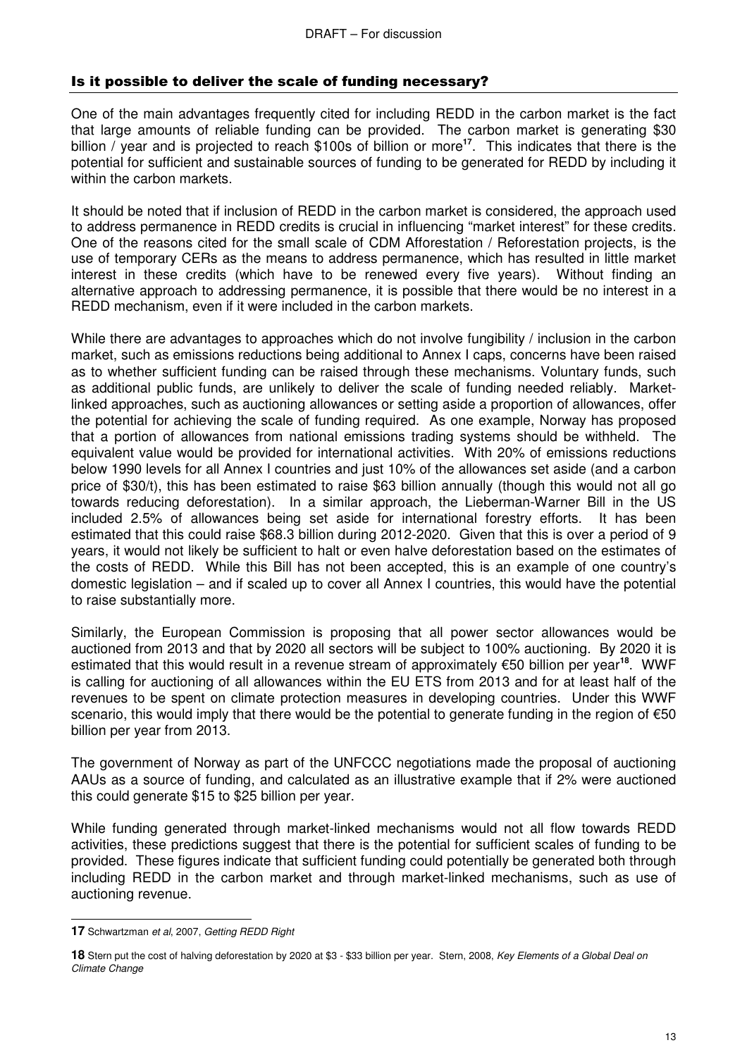## Is it possible to deliver the scale of funding necessary?

One of the main advantages frequently cited for including REDD in the carbon market is the fact that large amounts of reliable funding can be provided. The carbon market is generating $30 billion / year and is projected to reach $100s of billion or more[17]. This indicates that there is the potential for sufficient and sustainable sources of funding to be generated for REDD by including it within the carbon markets.

It should be noted that if inclusion of REDD in the carbon market is considered, the approach used to address permanence in REDD credits is crucial in influencing "market interest" for these credits. One of the reasons cited for the small scale of CDM Afforestation / Reforestation projects, is the use of temporary CERs as the means to address permanence, which has resulted in little market interest in these credits (which have to be renewed every five years). Without finding an alternative approach to addressing permanence, it is possible that there would be no interest in a REDD mechanism, even if it were included in the carbon markets.

While there are advantages to approaches which do not involve fungibility / inclusion in the carbon market, such as emissions reductions being additional to Annex I caps, concerns have been raised as to whether sufficient funding can be raised through these mechanisms. Voluntary funds, such as additional public funds, are unlikely to deliver the scale of funding needed reliably. Market-linked approaches, such as auctioning allowances or setting aside a proportion of allowances, offer the potential for achieving the scale of funding required. As one example, Norway has proposed that a portion of allowances from national emissions trading systems should be withheld. The equivalent value would be provided for international activities. With 20% of emissions reductions below 1990 levels for all Annex I countries and just 10% of the allowances set aside (and a carbon price of $30/t), this has been estimated to raise $63 billion annually (though this would not all go towards reducing deforestation). In a similar approach, the Lieberman-Warner Bill in the US included 2.5% of allowances being set aside for international forestry efforts. It has been estimated that this could raise $68.3 billion during 2012-2020. Given that this is over a period of 9 years, it would not likely be sufficient to halt or even halve deforestation based on the estimates of the costs of REDD. While this Bill has not been accepted, this is an example of one country's domestic legislation – and if scaled up to cover all Annex I countries, this would have the potential to raise substantially more.

Similarly, the European Commission is proposing that all power sector allowances would be auctioned from 2013 and that by 2020 all sectors will be subject to 100% auctioning. By 2020 it is estimated that this would result in a revenue stream of approximately €50 billion per year[18]. WWF is calling for auctioning of all allowances within the EU ETS from 2013 and for at least half of the revenues to be spent on climate protection measures in developing countries. Under this WWF scenario, this would imply that there would be the potential to generate funding in the region of €50 billion per year from 2013.

The government of Norway as part of the UNFCCC negotiations made the proposal of auctioning AAUs as a source of funding, and calculated as an illustrative example that if 2% were auctioned this could generate $15 to $25 billion per year.

While funding generated through market-linked mechanisms would not all flow towards REDD activities, these predictions suggest that there is the potential for sufficient scales of funding to be provided. These figures indicate that sufficient funding could potentially be generated both through including REDD in the carbon market and through market-linked mechanisms, such as use of auctioning revenue.

---

**17** Schwartzman *et al*, 2007, *Getting REDD Right*

**18** Stern put the cost of halving deforestation by 2020 at $3 - $33 billion per year. Stern, 2008, *Key Elements of a Global Deal on Climate Change*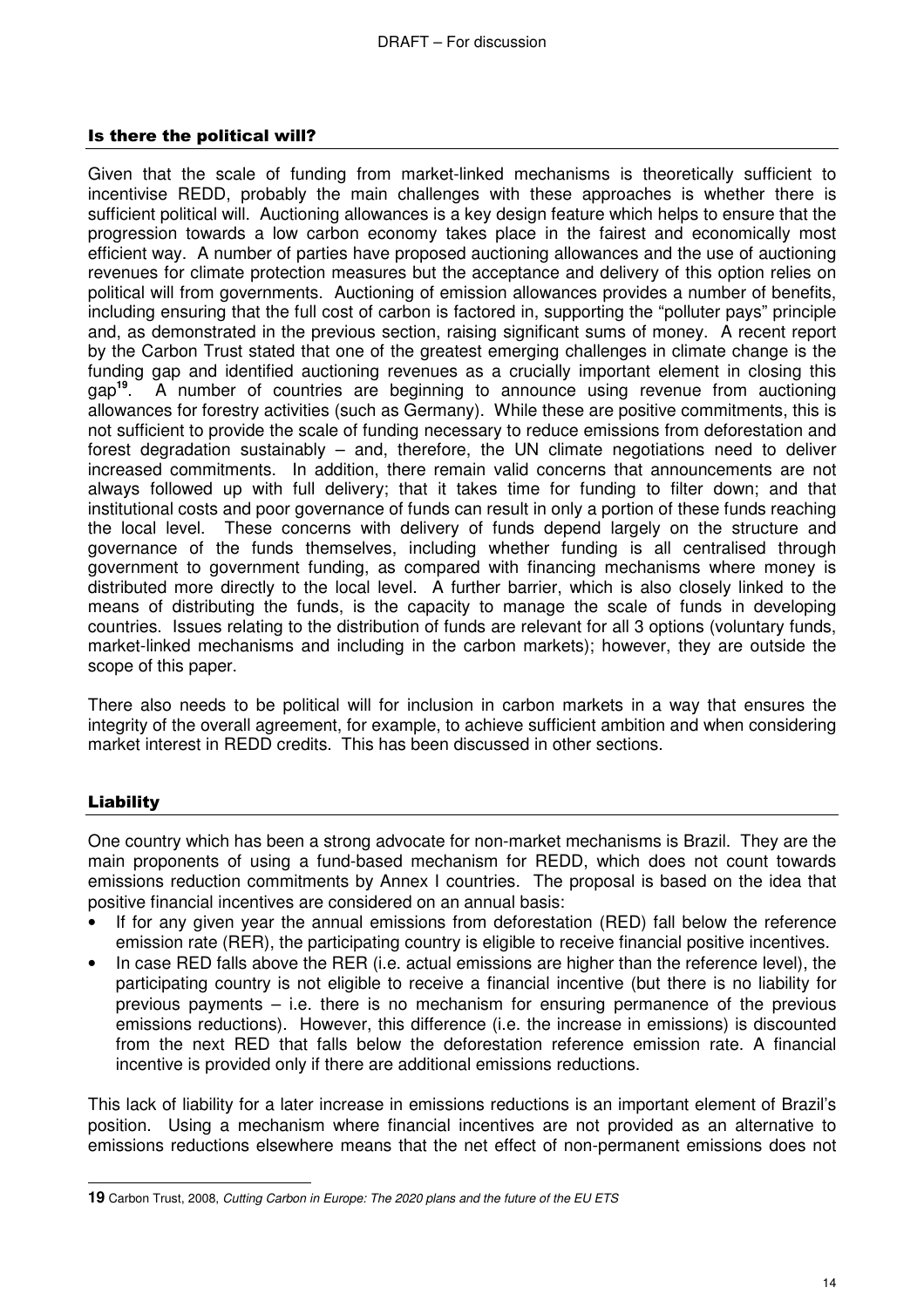## Is there the political will?

Given that the scale of funding from market-linked mechanisms is theoretically sufficient to incentivise REDD, probably the main challenges with these approaches is whether there is sufficient political will. Auctioning allowances is a key design feature which helps to ensure that the progression towards a low carbon economy takes place in the fairest and economically most efficient way. A number of parties have proposed auctioning allowances and the use of auctioning revenues for climate protection measures but the acceptance and delivery of this option relies on political will from governments. Auctioning of emission allowances provides a number of benefits, including ensuring that the full cost of carbon is factored in, supporting the "polluter pays" principle and, as demonstrated in the previous section, raising significant sums of money. A recent report by the Carbon Trust stated that one of the greatest emerging challenges in climate change is the funding gap and identified auctioning revenues as a crucially important element in closing this gap[19]. A number of countries are beginning to announce using revenue from auctioning allowances for forestry activities (such as Germany). While these are positive commitments, this is not sufficient to provide the scale of funding necessary to reduce emissions from deforestation and forest degradation sustainably – and, therefore, the UN climate negotiations need to deliver increased commitments. In addition, there remain valid concerns that announcements are not always followed up with full delivery; that it takes time for funding to filter down; and that institutional costs and poor governance of funds can result in only a portion of these funds reaching the local level. These concerns with delivery of funds depend largely on the structure and governance of the funds themselves, including whether funding is all centralised through government to government funding, as compared with financing mechanisms where money is distributed more directly to the local level. A further barrier, which is also closely linked to the means of distributing the funds, is the capacity to manage the scale of funds in developing countries. Issues relating to the distribution of funds are relevant for all 3 options (voluntary funds, market-linked mechanisms and including in the carbon markets); however, they are outside the scope of this paper.

There also needs to be political will for inclusion in carbon markets in a way that ensures the integrity of the overall agreement, for example, to achieve sufficient ambition and when considering market interest in REDD credits. This has been discussed in other sections.

## Liability

One country which has been a strong advocate for non-market mechanisms is Brazil. They are the main proponents of using a fund-based mechanism for REDD, which does not count towards emissions reduction commitments by Annex I countries. The proposal is based on the idea that positive financial incentives are considered on an annual basis:

- If for any given year the annual emissions from deforestation (RED) fall below the reference emission rate (RER), the participating country is eligible to receive financial positive incentives.
- In case RED falls above the RER (i.e. actual emissions are higher than the reference level), the participating country is not eligible to receive a financial incentive (but there is no liability for previous payments – i.e. there is no mechanism for ensuring permanence of the previous emissions reductions). However, this difference (i.e. the increase in emissions) is discounted from the next RED that falls below the deforestation reference emission rate. A financial incentive is provided only if there are additional emissions reductions.

This lack of liability for a later increase in emissions reductions is an important element of Brazil's position. Using a mechanism where financial incentives are not provided as an alternative to emissions reductions elsewhere means that the net effect of non-permanent emissions does not

---

**19** Carbon Trust, 2008, *Cutting Carbon in Europe: The 2020 plans and the future of the EU ETS*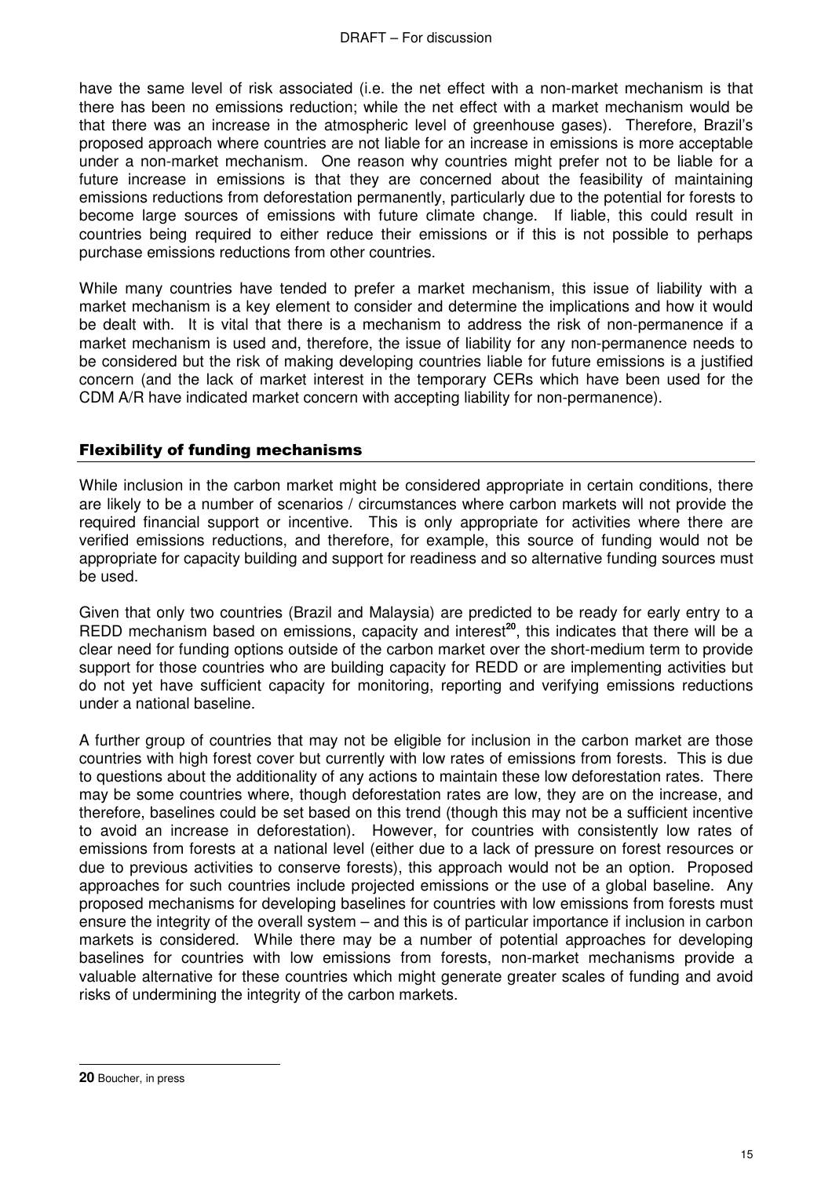have the same level of risk associated (i.e. the net effect with a non-market mechanism is that there has been no emissions reduction; while the net effect with a market mechanism would be that there was an increase in the atmospheric level of greenhouse gases). Therefore, Brazil's proposed approach where countries are not liable for an increase in emissions is more acceptable under a non-market mechanism. One reason why countries might prefer not to be liable for a future increase in emissions is that they are concerned about the feasibility of maintaining emissions reductions from deforestation permanently, particularly due to the potential for forests to become large sources of emissions with future climate change. If liable, this could result in countries being required to either reduce their emissions or if this is not possible to perhaps purchase emissions reductions from other countries.

While many countries have tended to prefer a market mechanism, this issue of liability with a market mechanism is a key element to consider and determine the implications and how it would be dealt with. It is vital that there is a mechanism to address the risk of non-permanence if a market mechanism is used and, therefore, the issue of liability for any non-permanence needs to be considered but the risk of making developing countries liable for future emissions is a justified concern (and the lack of market interest in the temporary CERs which have been used for the CDM A/R have indicated market concern with accepting liability for non-permanence).

## Flexibility of funding mechanisms

While inclusion in the carbon market might be considered appropriate in certain conditions, there are likely to be a number of scenarios / circumstances where carbon markets will not provide the required financial support or incentive. This is only appropriate for activities where there are verified emissions reductions, and therefore, for example, this source of funding would not be appropriate for capacity building and support for readiness and so alternative funding sources must be used.

Given that only two countries (Brazil and Malaysia) are predicted to be ready for early entry to a REDD mechanism based on emissions, capacity and interest[20], this indicates that there will be a clear need for funding options outside of the carbon market over the short-medium term to provide support for those countries who are building capacity for REDD or are implementing activities but do not yet have sufficient capacity for monitoring, reporting and verifying emissions reductions under a national baseline.

A further group of countries that may not be eligible for inclusion in the carbon market are those countries with high forest cover but currently with low rates of emissions from forests. This is due to questions about the additionality of any actions to maintain these low deforestation rates. There may be some countries where, though deforestation rates are low, they are on the increase, and therefore, baselines could be set based on this trend (though this may not be a sufficient incentive to avoid an increase in deforestation). However, for countries with consistently low rates of emissions from forests at a national level (either due to a lack of pressure on forest resources or due to previous activities to conserve forests), this approach would not be an option. Proposed approaches for such countries include projected emissions or the use of a global baseline. Any proposed mechanisms for developing baselines for countries with low emissions from forests must ensure the integrity of the overall system – and this is of particular importance if inclusion in carbon markets is considered. While there may be a number of potential approaches for developing baselines for countries with low emissions from forests, non-market mechanisms provide a valuable alternative for these countries which might generate greater scales of funding and avoid risks of undermining the integrity of the carbon markets.

---

**20** Boucher, in press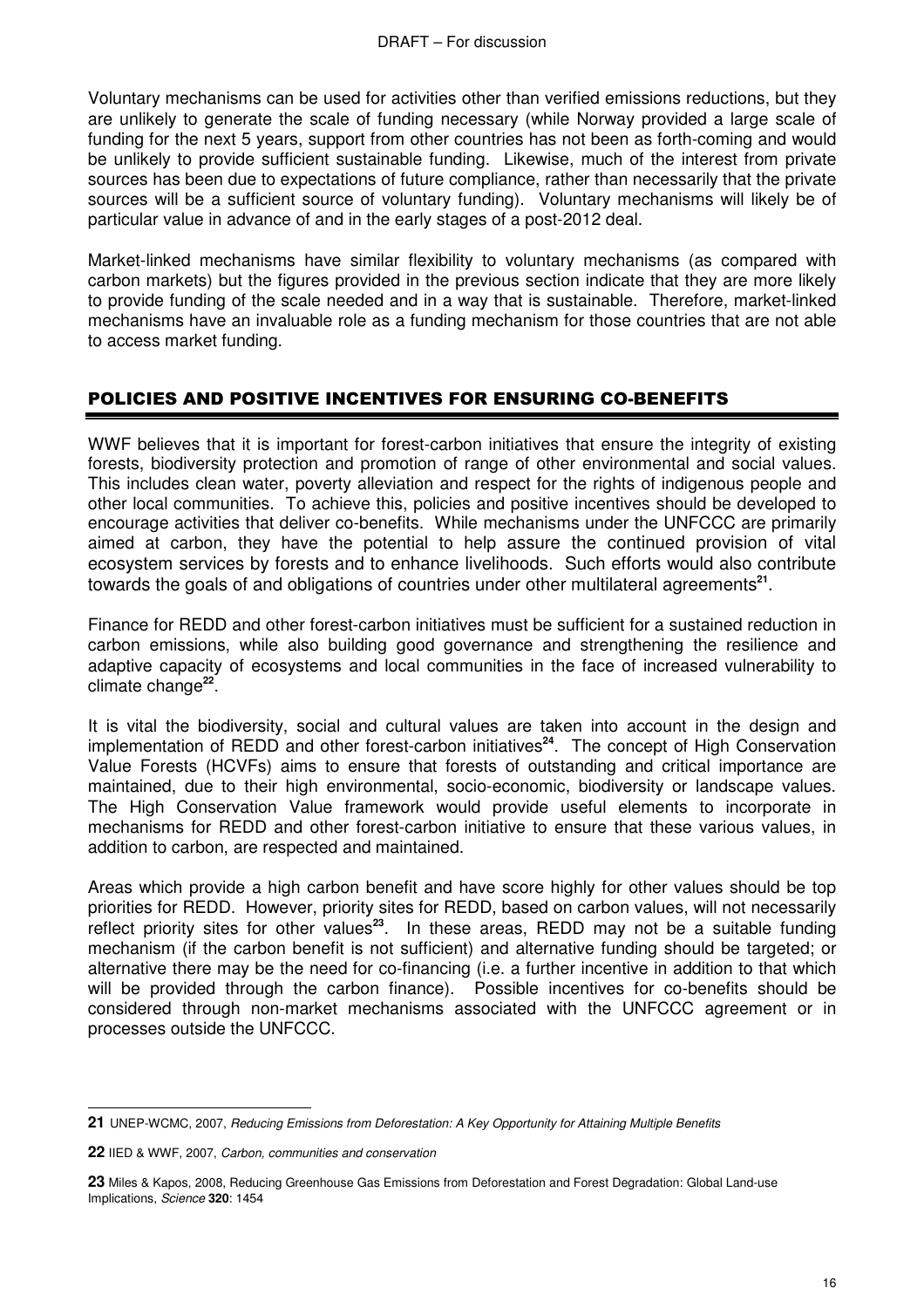Voluntary mechanisms can be used for activities other than verified emissions reductions, but they are unlikely to generate the scale of funding necessary (while Norway provided a large scale of funding for the next 5 years, support from other countries has not been as forth-coming and would be unlikely to provide sufficient sustainable funding. Likewise, much of the interest from private sources has been due to expectations of future compliance, rather than necessarily that the private sources will be a sufficient source of voluntary funding). Voluntary mechanisms will likely be of particular value in advance of and in the early stages of a post-2012 deal.

Market-linked mechanisms have similar flexibility to voluntary mechanisms (as compared with carbon markets) but the figures provided in the previous section indicate that they are more likely to provide funding of the scale needed and in a way that is sustainable. Therefore, market-linked mechanisms have an invaluable role as a funding mechanism for those countries that are not able to access market funding.

## POLICIES AND POSITIVE INCENTIVES FOR ENSURING CO-BENEFITS

WWF believes that it is important for forest-carbon initiatives that ensure the integrity of existing forests, biodiversity protection and promotion of range of other environmental and social values. This includes clean water, poverty alleviation and respect for the rights of indigenous people and other local communities. To achieve this, policies and positive incentives should be developed to encourage activities that deliver co-benefits. While mechanisms under the UNFCCC are primarily aimed at carbon, they have the potential to help assure the continued provision of vital ecosystem services by forests and to enhance livelihoods. Such efforts would also contribute towards the goals of and obligations of countries under other multilateral agreements[21].

Finance for REDD and other forest-carbon initiatives must be sufficient for a sustained reduction in carbon emissions, while also building good governance and strengthening the resilience and adaptive capacity of ecosystems and local communities in the face of increased vulnerability to climate change[22].

It is vital the biodiversity, social and cultural values are taken into account in the design and implementation of REDD and other forest-carbon initiatives[24]. The concept of High Conservation Value Forests (HCVFs) aims to ensure that forests of outstanding and critical importance are maintained, due to their high environmental, socio-economic, biodiversity or landscape values. The High Conservation Value framework would provide useful elements to incorporate in mechanisms for REDD and other forest-carbon initiative to ensure that these various values, in addition to carbon, are respected and maintained.

Areas which provide a high carbon benefit and have score highly for other values should be top priorities for REDD. However, priority sites for REDD, based on carbon values, will not necessarily reflect priority sites for other values[23]. In these areas, REDD may not be a suitable funding mechanism (if the carbon benefit is not sufficient) and alternative funding should be targeted; or alternative there may be the need for co-financing (i.e. a further incentive in addition to that which will be provided through the carbon finance). Possible incentives for co-benefits should be considered through non-market mechanisms associated with the UNFCCC agreement or in processes outside the UNFCCC.

---

**21** UNEP-WCMC, 2007, *Reducing Emissions from Deforestation: A Key Opportunity for Attaining Multiple Benefits*

**22** IIED & WWF, 2007, *Carbon, communities and conservation*

**23** Miles & Kapos, 2008, Reducing Greenhouse Gas Emissions from Deforestation and Forest Degradation: Global Land-use Implications, *Science* **320**: 1454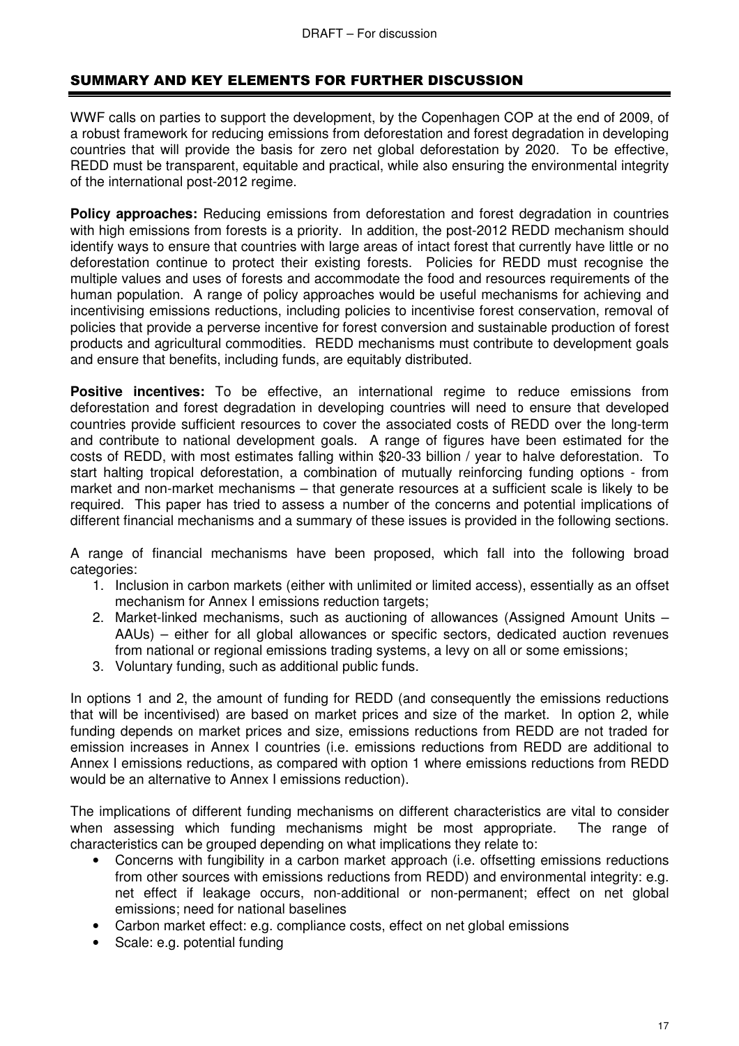## SUMMARY AND KEY ELEMENTS FOR FURTHER DISCUSSION

WWF calls on parties to support the development, by the Copenhagen COP at the end of 2009, of a robust framework for reducing emissions from deforestation and forest degradation in developing countries that will provide the basis for zero net global deforestation by 2020. To be effective, REDD must be transparent, equitable and practical, while also ensuring the environmental integrity of the international post-2012 regime.

**Policy approaches:** Reducing emissions from deforestation and forest degradation in countries with high emissions from forests is a priority. In addition, the post-2012 REDD mechanism should identify ways to ensure that countries with large areas of intact forest that currently have little or no deforestation continue to protect their existing forests. Policies for REDD must recognise the multiple values and uses of forests and accommodate the food and resources requirements of the human population. A range of policy approaches would be useful mechanisms for achieving and incentivising emissions reductions, including policies to incentivise forest conservation, removal of policies that provide a perverse incentive for forest conversion and sustainable production of forest products and agricultural commodities. REDD mechanisms must contribute to development goals and ensure that benefits, including funds, are equitably distributed.

**Positive incentives:** To be effective, an international regime to reduce emissions from deforestation and forest degradation in developing countries will need to ensure that developed countries provide sufficient resources to cover the associated costs of REDD over the long-term and contribute to national development goals. A range of figures have been estimated for the costs of REDD, with most estimates falling within $20-33 billion / year to halve deforestation. To start halting tropical deforestation, a combination of mutually reinforcing funding options - from market and non-market mechanisms – that generate resources at a sufficient scale is likely to be required. This paper has tried to assess a number of the concerns and potential implications of different financial mechanisms and a summary of these issues is provided in the following sections.

A range of financial mechanisms have been proposed, which fall into the following broad categories:

1. Inclusion in carbon markets (either with unlimited or limited access), essentially as an offset mechanism for Annex I emissions reduction targets;
2. Market-linked mechanisms, such as auctioning of allowances (Assigned Amount Units – AAUs) – either for all global allowances or specific sectors, dedicated auction revenues from national or regional emissions trading systems, a levy on all or some emissions;
3. Voluntary funding, such as additional public funds.

In options 1 and 2, the amount of funding for REDD (and consequently the emissions reductions that will be incentivised) are based on market prices and size of the market. In option 2, while funding depends on market prices and size, emissions reductions from REDD are not traded for emission increases in Annex I countries (i.e. emissions reductions from REDD are additional to Annex I emissions reductions, as compared with option 1 where emissions reductions from REDD would be an alternative to Annex I emissions reduction).

The implications of different funding mechanisms on different characteristics are vital to consider when assessing which funding mechanisms might be most appropriate. The range of characteristics can be grouped depending on what implications they relate to:

- Concerns with fungibility in a carbon market approach (i.e. offsetting emissions reductions from other sources with emissions reductions from REDD) and environmental integrity: e.g. net effect if leakage occurs, non-additional or non-permanent; effect on net global emissions; need for national baselines
- Carbon market effect: e.g. compliance costs, effect on net global emissions
- Scale: e.g. potential funding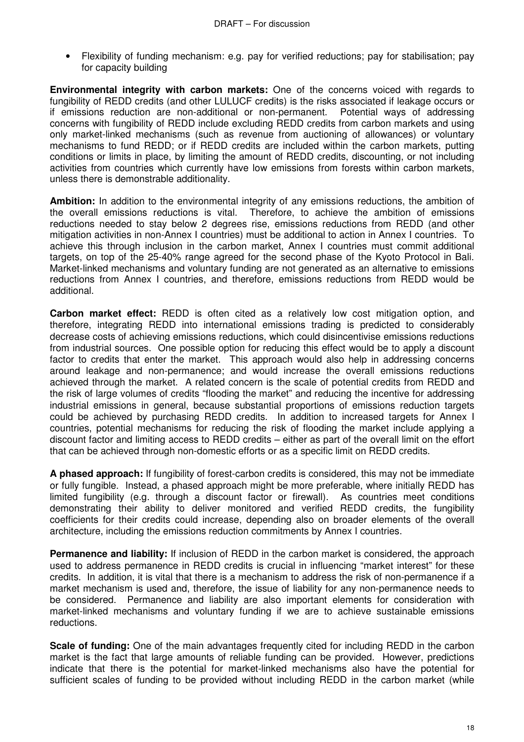- Flexibility of funding mechanism: e.g. pay for verified reductions; pay for stabilisation; pay for capacity building

**Environmental integrity with carbon markets:** One of the concerns voiced with regards to fungibility of REDD credits (and other LULUCF credits) is the risks associated if leakage occurs or if emissions reduction are non-additional or non-permanent. Potential ways of addressing concerns with fungibility of REDD include excluding REDD credits from carbon markets and using only market-linked mechanisms (such as revenue from auctioning of allowances) or voluntary mechanisms to fund REDD; or if REDD credits are included within the carbon markets, putting conditions or limits in place, by limiting the amount of REDD credits, discounting, or not including activities from countries which currently have low emissions from forests within carbon markets, unless there is demonstrable additionality.

**Ambition:** In addition to the environmental integrity of any emissions reductions, the ambition of the overall emissions reductions is vital. Therefore, to achieve the ambition of emissions reductions needed to stay below 2 degrees rise, emissions reductions from REDD (and other mitigation activities in non-Annex I countries) must be additional to action in Annex I countries. To achieve this through inclusion in the carbon market, Annex I countries must commit additional targets, on top of the 25-40% range agreed for the second phase of the Kyoto Protocol in Bali. Market-linked mechanisms and voluntary funding are not generated as an alternative to emissions reductions from Annex I countries, and therefore, emissions reductions from REDD would be additional.

**Carbon market effect:** REDD is often cited as a relatively low cost mitigation option, and therefore, integrating REDD into international emissions trading is predicted to considerably decrease costs of achieving emissions reductions, which could disincentivise emissions reductions from industrial sources. One possible option for reducing this effect would be to apply a discount factor to credits that enter the market. This approach would also help in addressing concerns around leakage and non-permanence; and would increase the overall emissions reductions achieved through the market. A related concern is the scale of potential credits from REDD and the risk of large volumes of credits "flooding the market" and reducing the incentive for addressing industrial emissions in general, because substantial proportions of emissions reduction targets could be achieved by purchasing REDD credits. In addition to increased targets for Annex I countries, potential mechanisms for reducing the risk of flooding the market include applying a discount factor and limiting access to REDD credits – either as part of the overall limit on the effort that can be achieved through non-domestic efforts or as a specific limit on REDD credits.

**A phased approach:** If fungibility of forest-carbon credits is considered, this may not be immediate or fully fungible. Instead, a phased approach might be more preferable, where initially REDD has limited fungibility (e.g. through a discount factor or firewall). As countries meet conditions demonstrating their ability to deliver monitored and verified REDD credits, the fungibility coefficients for their credits could increase, depending also on broader elements of the overall architecture, including the emissions reduction commitments by Annex I countries.

**Permanence and liability:** If inclusion of REDD in the carbon market is considered, the approach used to address permanence in REDD credits is crucial in influencing "market interest" for these credits. In addition, it is vital that there is a mechanism to address the risk of non-permanence if a market mechanism is used and, therefore, the issue of liability for any non-permanence needs to be considered. Permanence and liability are also important elements for consideration with market-linked mechanisms and voluntary funding if we are to achieve sustainable emissions reductions.

**Scale of funding:** One of the main advantages frequently cited for including REDD in the carbon market is the fact that large amounts of reliable funding can be provided. However, predictions indicate that there is the potential for market-linked mechanisms also have the potential for sufficient scales of funding to be provided without including REDD in the carbon market (while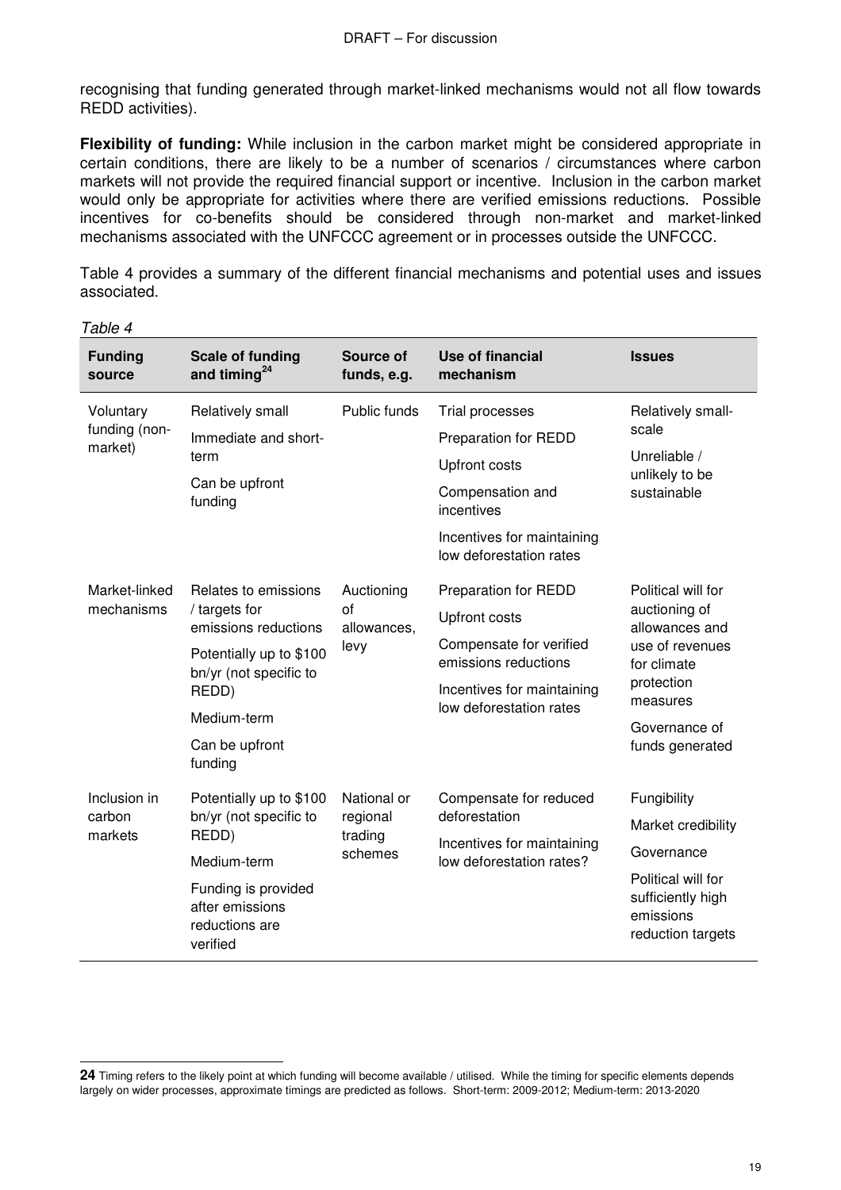recognising that funding generated through market-linked mechanisms would not all flow towards REDD activities).

**Flexibility of funding:** While inclusion in the carbon market might be considered appropriate in certain conditions, there are likely to be a number of scenarios / circumstances where carbon markets will not provide the required financial support or incentive. Inclusion in the carbon market would only be appropriate for activities where there are verified emissions reductions. Possible incentives for co-benefits should be considered through non-market and market-linked mechanisms associated with the UNFCCC agreement or in processes outside the UNFCCC.

Table 4 provides a summary of the different financial mechanisms and potential uses and issues associated.

*Table 4*

| Funding source | Scale of funding and timing[24] | Source of funds, e.g. | Use of financial mechanism | Issues |
|---|---|---|---|---|
| Voluntary funding (non-market) | Relatively small<br>Immediate and short-term<br>Can be upfront funding | Public funds | Trial processes<br>Preparation for REDD<br>Upfront costs<br>Compensation and incentives<br>Incentives for maintaining low deforestation rates | Relatively small-scale<br>Unreliable / unlikely to be sustainable |
| Market-linked mechanisms | Relates to emissions / targets for emissions reductions<br>Potentially up to $100 bn/yr (not specific to REDD)<br>Medium-term<br>Can be upfront funding | Auctioning of allowances, levy | Preparation for REDD<br>Upfront costs<br>Compensate for verified emissions reductions<br>Incentives for maintaining low deforestation rates | Political will for auctioning of allowances and use of revenues for climate protection measures<br>Governance of funds generated |
| Inclusion in carbon markets | Potentially up to $100 bn/yr (not specific to REDD)<br>Medium-term<br>Funding is provided after emissions reductions are verified | National or regional trading schemes | Compensate for reduced deforestation<br>Incentives for maintaining low deforestation rates? | Fungibility<br>Market credibility<br>Governance<br>Political will for sufficiently high emissions reduction targets |

**24** Timing refers to the likely point at which funding will become available / utilised. While the timing for specific elements depends largely on wider processes, approximate timings are predicted as follows. Short-term: 2009-2012; Medium-term: 2013-2020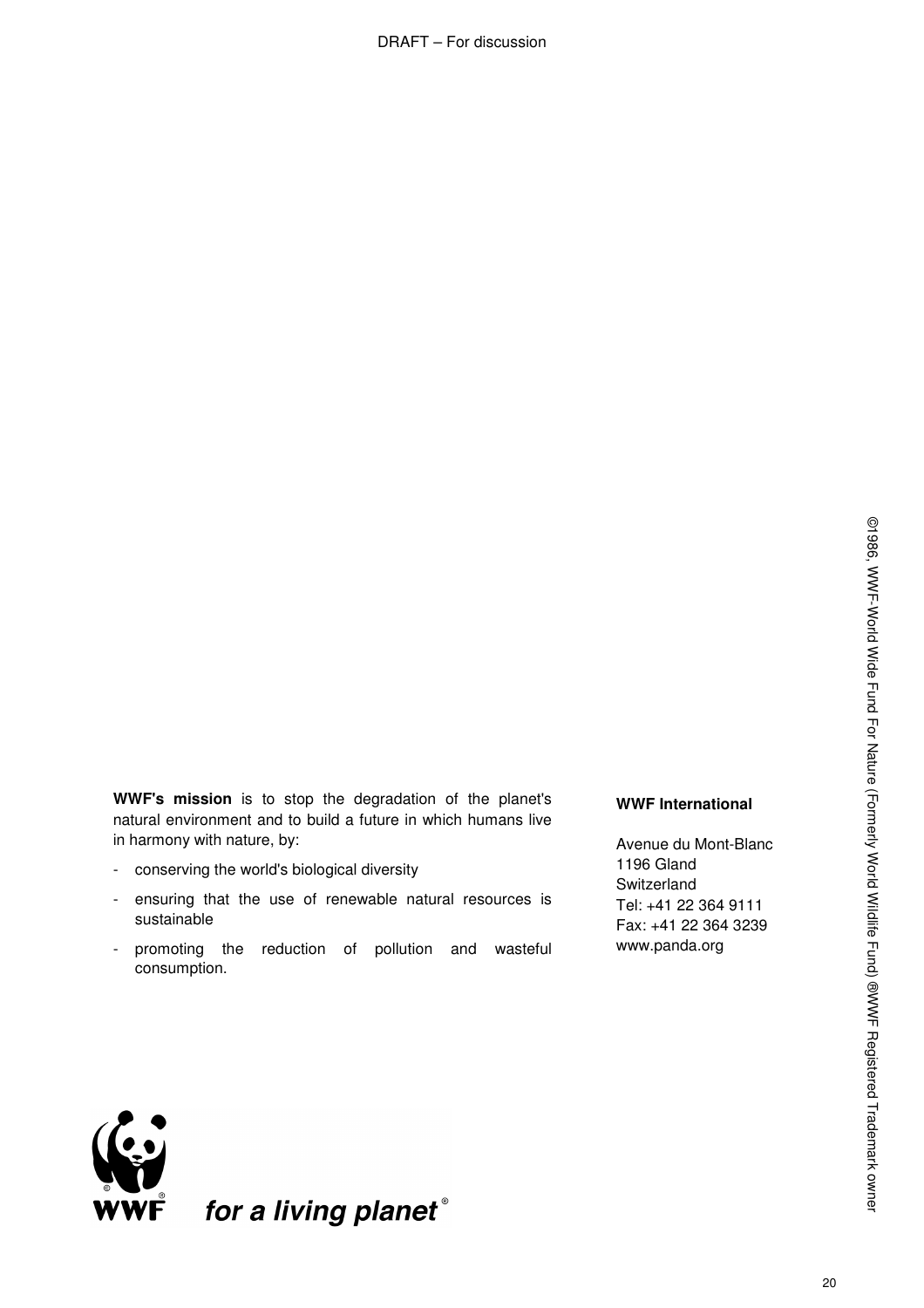**WWF's mission** is to stop the degradation of the planet's natural environment and to build a future in which humans live in harmony with nature, by:

- conserving the world's biological diversity
- ensuring that the use of renewable natural resources is sustainable
- promoting the reduction of pollution and wasteful consumption.

**WWF International**

Avenue du Mont-Blanc
1196 Gland
Switzerland
Tel: +41 22 364 9111
Fax: +41 22 364 3239
www.panda.org

©1986, WWF-World Wide Fund For Nature (Formerly World Wildlife Fund) ®WWF Registered Trademark owner

WWF ***for a living planet***®